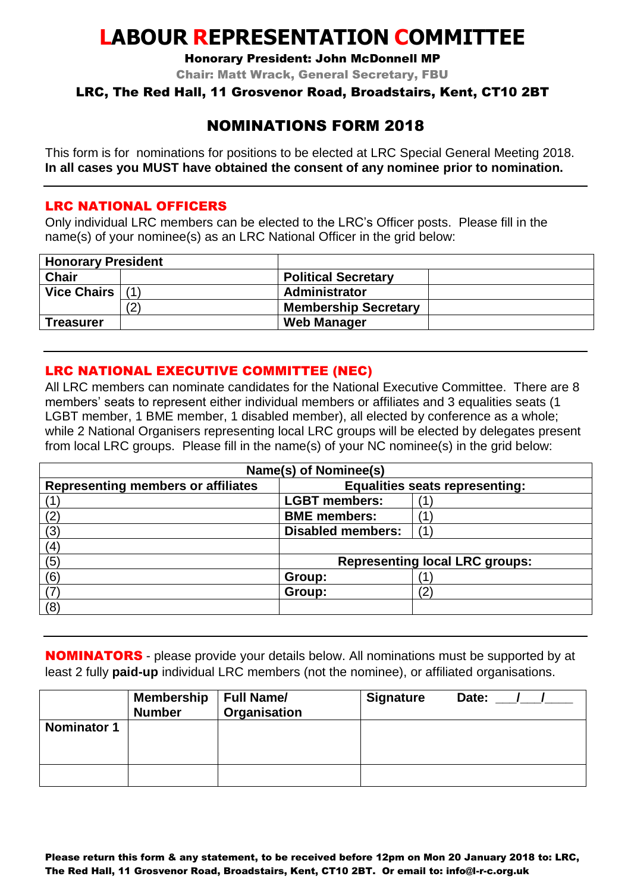# LABOUR REPRESENTATION COMMITTEE

**Honorary President: John McDonnell MP**

**Chair: Matt Wrack, General Secretary, FBU**

**LRC, The Red Hall, 11 Grosvenor Road, Broadstairs, Kent, CT10 2BT**

## NOMINATIONS FORM 2018

This form is for nominations for positions to be elected at LRC Special General Meeting 2018.
**In all cases you MUST have obtained the consent of any nominee prior to nomination.**

---

### LRC NATIONAL OFFICERS

Only individual LRC members can be elected to the LRC's Officer posts. Please fill in the name(s) of your nominee(s) as an LRC National Officer in the grid below:

| **Honorary President** | | | |
|---|---|---|---|
| **Chair** | | **Political Secretary** | |
| **Vice Chairs** | (1) | **Administrator** | |
| | (2) | **Membership Secretary** | |
| **Treasurer** | | **Web Manager** | |

---

### LRC NATIONAL EXECUTIVE COMMITTEE (NEC)

All LRC members can nominate candidates for the National Executive Committee. There are 8 members' seats to represent either individual members or affiliates and 3 equalities seats (1 LGBT member, 1 BME member, 1 disabled member), all elected by conference as a whole; while 2 National Organisers representing local LRC groups will be elected by delegates present from local LRC groups. Please fill in the name(s) of your NC nominee(s) in the grid below:

| **Name(s) of Nominee(s)** | | |
|---|---|---|
| **Representing members or affiliates** | **Equalities seats representing:** | |
| (1) | **LGBT members:** | (1) |
| (2) | **BME members:** | (1) |
| (3) | **Disabled members:** | (1) |
| (4) | | |
| (5) | **Representing local LRC groups:** | |
| (6) | **Group:** | (1) |
| (7) | **Group:** | (2) |
| (8) | | |

---

**NOMINATORS** - please provide your details below. All nominations must be supported by at least 2 fully **paid-up** individual LRC members (not the nominee), or affiliated organisations.

| | **Membership Number** | **Full Name/ Organisation** | **Signature Date: ___/___/____** |
|---|---|---|---|
| **Nominator 1** | | | |
| | | | |

**Please return this form & any statement, to be received before 12pm on Mon 20 January 2018 to: LRC, The Red Hall, 11 Grosvenor Road, Broadstairs, Kent, CT10 2BT. Or email to: info@l-r-c.org.uk**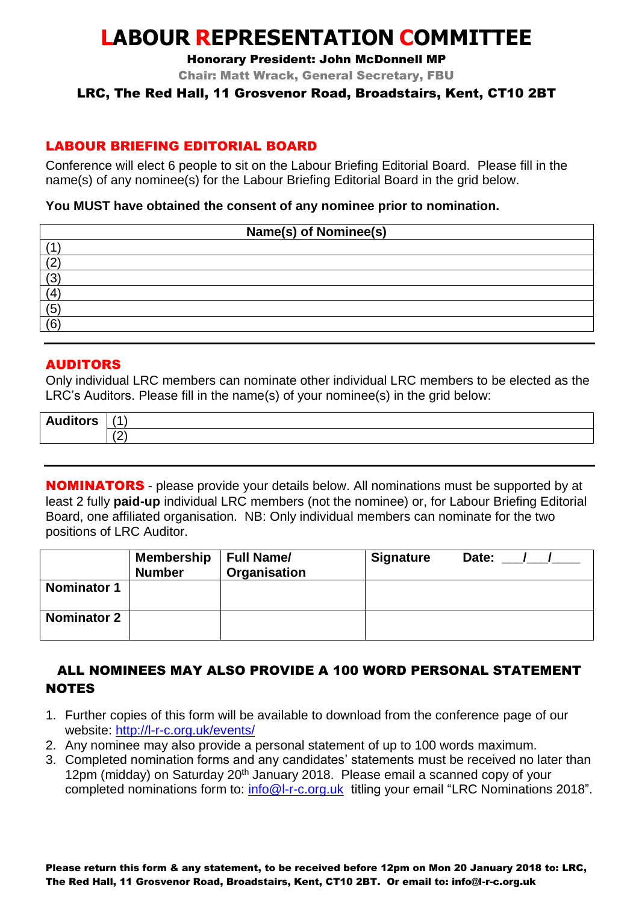# LABOUR REPRESENTATION COMMITTEE

**Honorary President: John McDonnell MP**

**Chair: Matt Wrack, General Secretary, FBU**

**LRC, The Red Hall, 11 Grosvenor Road, Broadstairs, Kent, CT10 2BT**

## LABOUR BRIEFING EDITORIAL BOARD

Conference will elect 6 people to sit on the Labour Briefing Editorial Board. Please fill in the name(s) of any nominee(s) for the Labour Briefing Editorial Board in the grid below.

**You MUST have obtained the consent of any nominee prior to nomination.**

| Name(s) of Nominee(s) |
|---|
| (1) |
| (2) |
| (3) |
| (4) |
| (5) |
| (6) |

## AUDITORS

Only individual LRC members can nominate other individual LRC members to be elected as the LRC's Auditors. Please fill in the name(s) of your nominee(s) in the grid below:

| | |
|---|---|
| **Auditors** | (1) |
| | (2) |

**NOMINATORS** - please provide your details below. All nominations must be supported by at least 2 fully **paid-up** individual LRC members (not the nominee) or, for Labour Briefing Editorial Board, one affiliated organisation. NB: Only individual members can nominate for the two positions of LRC Auditor.

| | Membership Number | Full Name/ Organisation | Signature Date: ___/___/____ |
|---|---|---|---|
| **Nominator 1** | | | |
| **Nominator 2** | | | |

### ALL NOMINEES MAY ALSO PROVIDE A 100 WORD PERSONAL STATEMENT

### NOTES

1. Further copies of this form will be available to download from the conference page of our website: http://l-r-c.org.uk/events/
2. Any nominee may also provide a personal statement of up to 100 words maximum.
3. Completed nomination forms and any candidates' statements must be received no later than 12pm (midday) on Saturday 20th January 2018. Please email a scanned copy of your completed nominations form to: info@l-r-c.org.uk titling your email "LRC Nominations 2018".

**Please return this form & any statement, to be received before 12pm on Mon 20 January 2018 to: LRC, The Red Hall, 11 Grosvenor Road, Broadstairs, Kent, CT10 2BT. Or email to: info@l-r-c.org.uk**